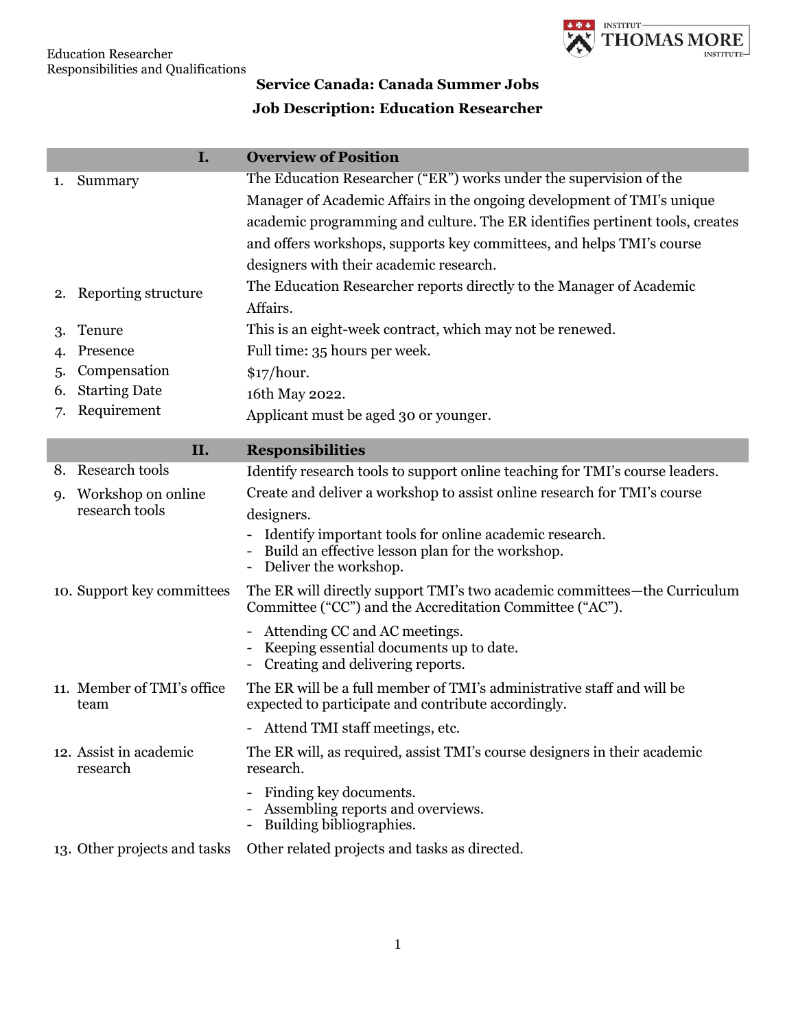**Service Canada: Canada Summer Jobs**

**Job Description: Education Researcher**

| I. | **Overview of Position** |
|---|---|
| 1. Summary | The Education Researcher ("ER") works under the supervision of the Manager of Academic Affairs in the ongoing development of TMI's unique academic programming and culture. The ER identifies pertinent tools, creates and offers workshops, supports key committees, and helps TMI's course designers with their academic research. |
| 2. Reporting structure | The Education Researcher reports directly to the Manager of Academic Affairs. |
| 3. Tenure | This is an eight-week contract, which may not be renewed. |
| 4. Presence | Full time: 35 hours per week. |
| 5. Compensation | $17/hour. |
| 6. Starting Date | 16th May 2022. |
| 7. Requirement | Applicant must be aged 30 or younger. |

| II. | **Responsibilities** |
|---|---|
| 8. Research tools | Identify research tools to support online teaching for TMI's course leaders. |
| 9. Workshop on online research tools | Create and deliver a workshop to assist online research for TMI's course designers.<br>- Identify important tools for online academic research.<br>- Build an effective lesson plan for the workshop.<br>- Deliver the workshop. |
| 10. Support key committees | The ER will directly support TMI's two academic committees—the Curriculum Committee ("CC") and the Accreditation Committee ("AC").<br>- Attending CC and AC meetings.<br>- Keeping essential documents up to date.<br>- Creating and delivering reports. |
| 11. Member of TMI's office team | The ER will be a full member of TMI's administrative staff and will be expected to participate and contribute accordingly.<br>- Attend TMI staff meetings, etc. |
| 12. Assist in academic research | The ER will, as required, assist TMI's course designers in their academic research.<br>- Finding key documents.<br>- Assembling reports and overviews.<br>- Building bibliographies. |
| 13. Other projects and tasks | Other related projects and tasks as directed. |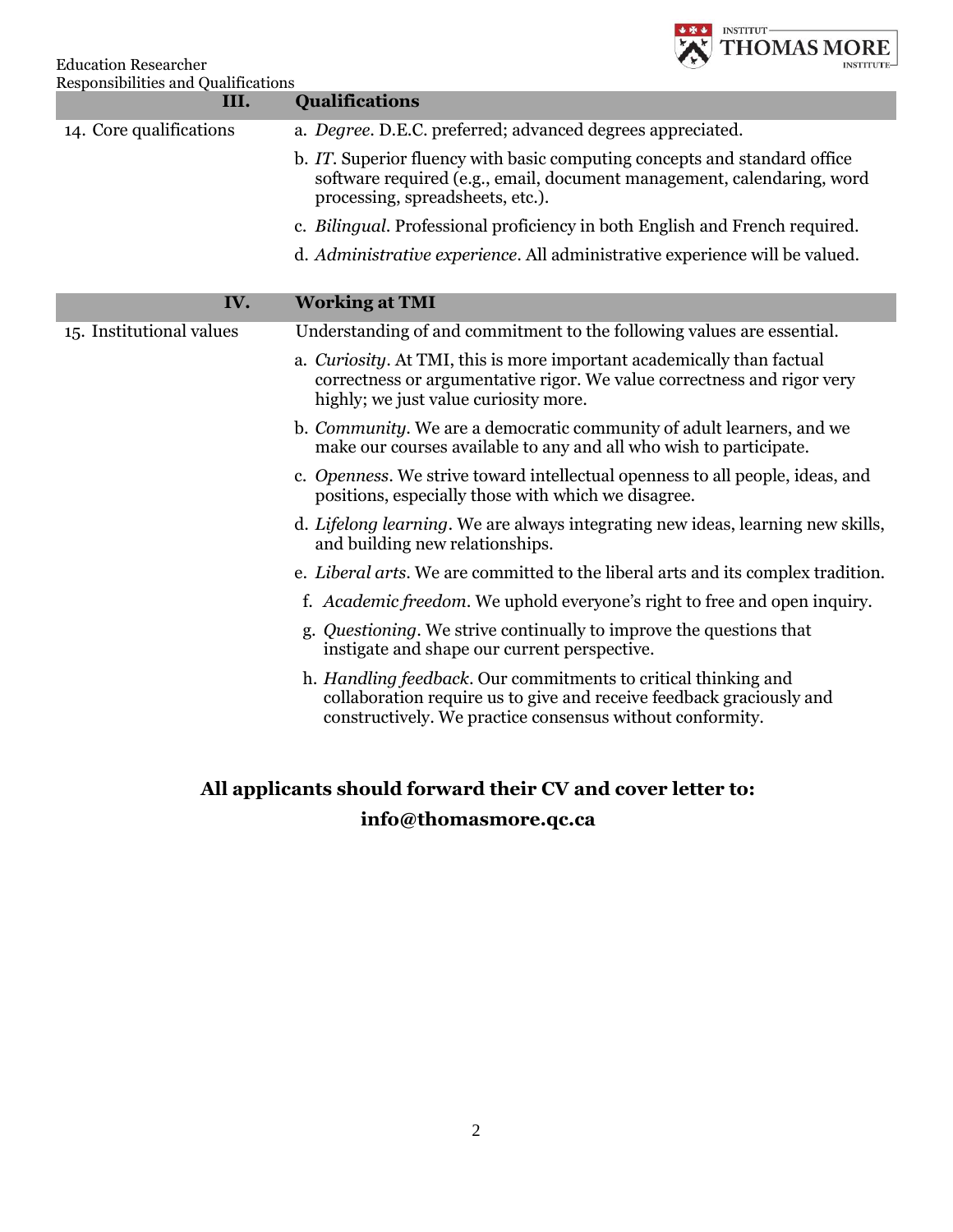| III. | Qualifications |
|---|---|
| 14. Core qualifications | a. *Degree*. D.E.C. preferred; advanced degrees appreciated. |
| | b. *IT*. Superior fluency with basic computing concepts and standard office software required (e.g., email, document management, calendaring, word processing, spreadsheets, etc.). |
| | c. *Bilingual*. Professional proficiency in both English and French required. |
| | d. *Administrative experience*. All administrative experience will be valued. |

| IV. | Working at TMI |
|---|---|
| 15. Institutional values | Understanding of and commitment to the following values are essential. |
| | a. *Curiosity*. At TMI, this is more important academically than factual correctness or argumentative rigor. We value correctness and rigor very highly; we just value curiosity more. |
| | b. *Community*. We are a democratic community of adult learners, and we make our courses available to any and all who wish to participate. |
| | c. *Openness*. We strive toward intellectual openness to all people, ideas, and positions, especially those with which we disagree. |
| | d. *Lifelong learning*. We are always integrating new ideas, learning new skills, and building new relationships. |
| | e. *Liberal arts*. We are committed to the liberal arts and its complex tradition. |
| | f. *Academic freedom*. We uphold everyone's right to free and open inquiry. |
| | g. *Questioning*. We strive continually to improve the questions that instigate and shape our current perspective. |
| | h. *Handling feedback*. Our commitments to critical thinking and collaboration require us to give and receive feedback graciously and constructively. We practice consensus without conformity. |

**All applicants should forward their CV and cover letter to:**

**info@thomasmore.qc.ca**